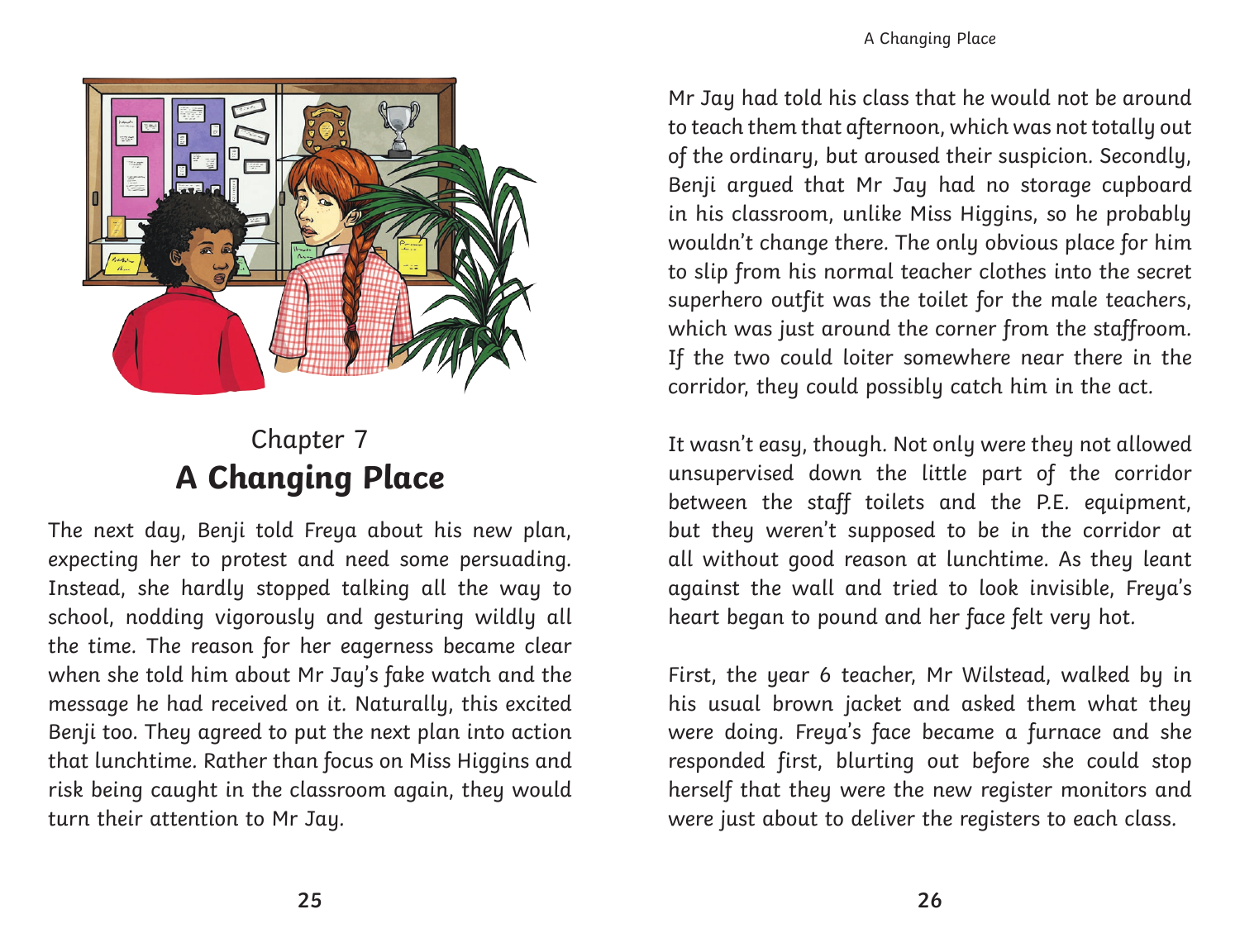Chapter 7

# A Changing Place

The next day, Benji told Freya about his new plan, expecting her to protest and need some persuading. Instead, she hardly stopped talking all the way to school, nodding vigorously and gesturing wildly all the time. The reason for her eagerness became clear when she told him about Mr Jay's fake watch and the message he had received on it. Naturally, this excited Benji too. They agreed to put the next plan into action that lunchtime. Rather than focus on Miss Higgins and risk being caught in the classroom again, they would turn their attention to Mr Jay.

Mr Jay had told his class that he would not be around to teach them that afternoon, which was not totally out of the ordinary, but aroused their suspicion. Secondly, Benji argued that Mr Jay had no storage cupboard in his classroom, unlike Miss Higgins, so he probably wouldn't change there. The only obvious place for him to slip from his normal teacher clothes into the secret superhero outfit was the toilet for the male teachers, which was just around the corner from the staffroom. If the two could loiter somewhere near there in the corridor, they could possibly catch him in the act.

It wasn't easy, though. Not only were they not allowed unsupervised down the little part of the corridor between the staff toilets and the P.E. equipment, but they weren't supposed to be in the corridor at all without good reason at lunchtime. As they leant against the wall and tried to look invisible, Freya's heart began to pound and her face felt very hot.

First, the year 6 teacher, Mr Wilstead, walked by in his usual brown jacket and asked them what they were doing. Freya's face became a furnace and she responded first, blurting out before she could stop herself that they were the new register monitors and were just about to deliver the registers to each class.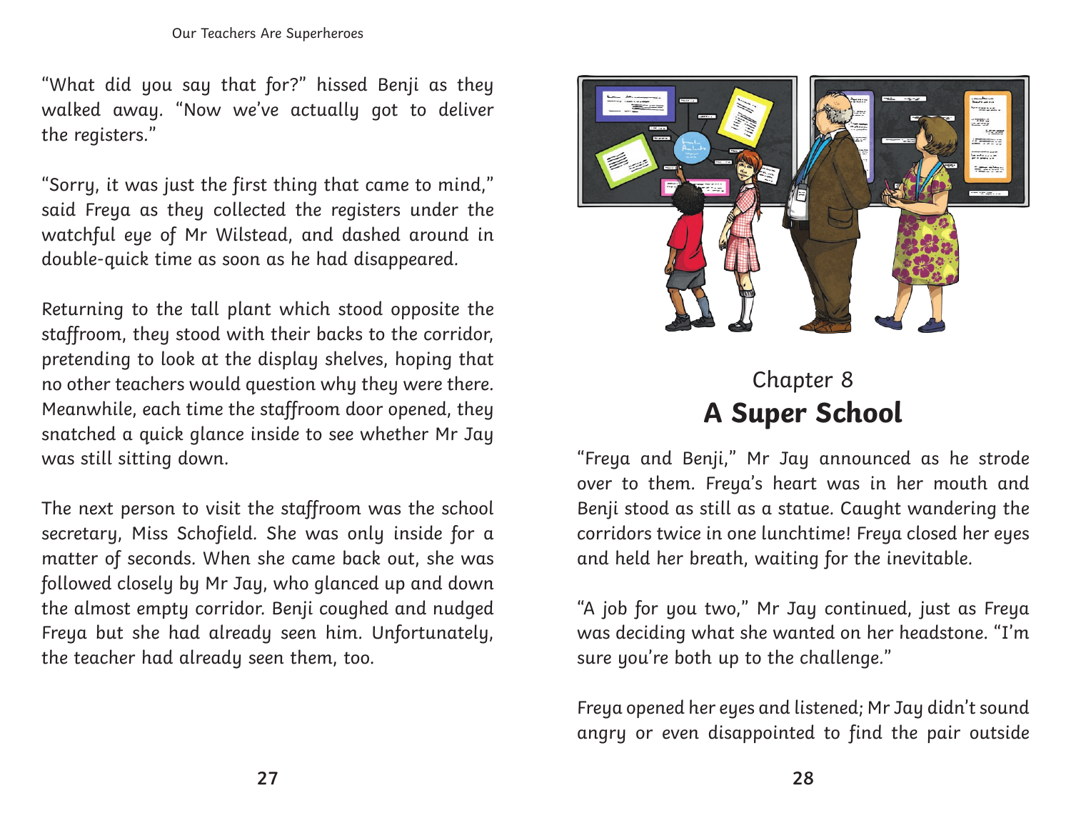"What did you say that for?" hissed Benji as they walked away. "Now we've actually got to deliver the registers."

"Sorry, it was just the first thing that came to mind," said Freya as they collected the registers under the watchful eye of Mr Wilstead, and dashed around in double-quick time as soon as he had disappeared.

Returning to the tall plant which stood opposite the staffroom, they stood with their backs to the corridor, pretending to look at the display shelves, hoping that no other teachers would question why they were there. Meanwhile, each time the staffroom door opened, they snatched a quick glance inside to see whether Mr Jay was still sitting down.

The next person to visit the staffroom was the school secretary, Miss Schofield. She was only inside for a matter of seconds. When she came back out, she was followed closely by Mr Jay, who glanced up and down the almost empty corridor. Benji coughed and nudged Freya but she had already seen him. Unfortunately, the teacher had already seen them, too.

## Chapter 8
# A Super School

"Freya and Benji," Mr Jay announced as he strode over to them. Freya's heart was in her mouth and Benji stood as still as a statue. Caught wandering the corridors twice in one lunchtime! Freya closed her eyes and held her breath, waiting for the inevitable.

"A job for you two," Mr Jay continued, just as Freya was deciding what she wanted on her headstone. "I'm sure you're both up to the challenge."

Freya opened her eyes and listened; Mr Jay didn't sound angry or even disappointed to find the pair outside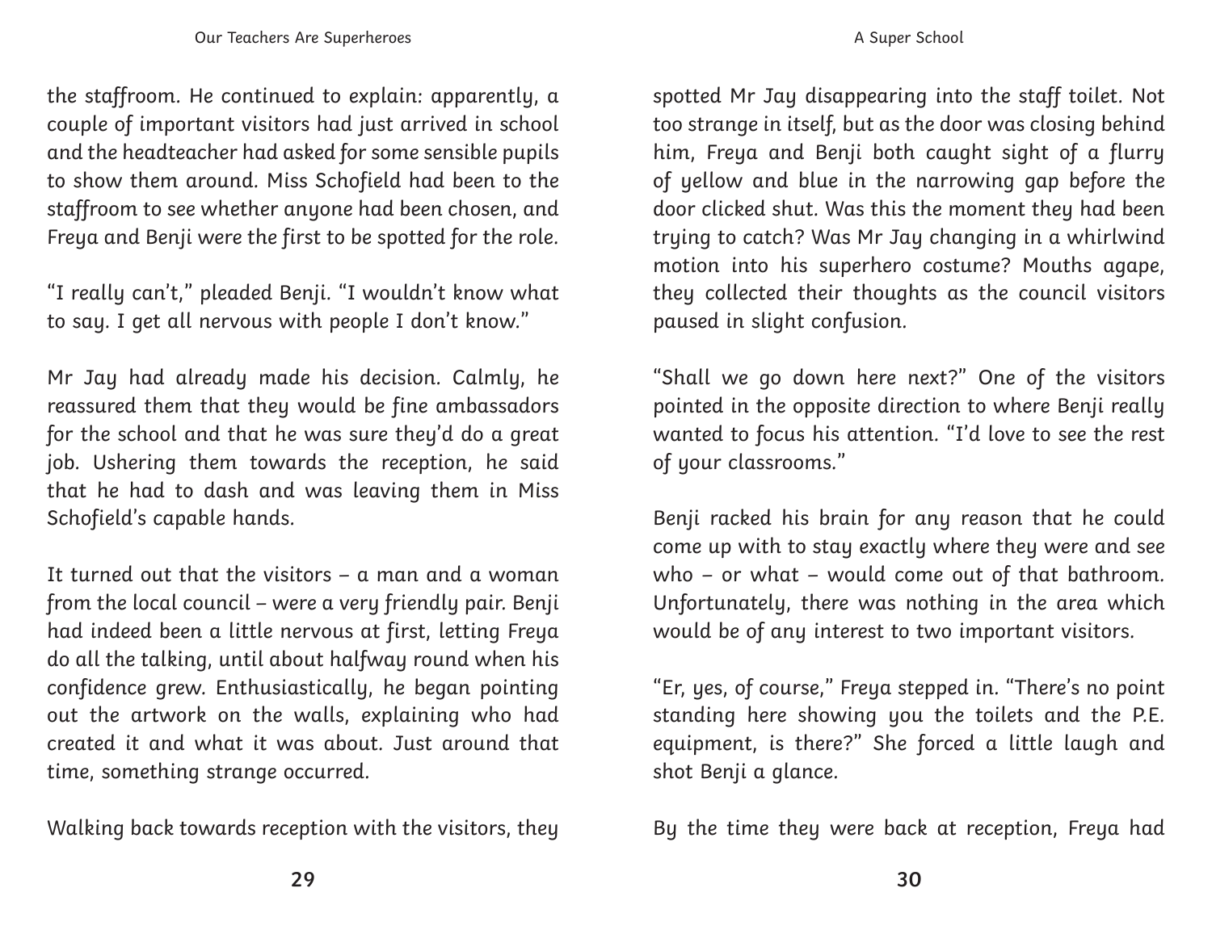the staffroom. He continued to explain: apparently, a couple of important visitors had just arrived in school and the headteacher had asked for some sensible pupils to show them around. Miss Schofield had been to the staffroom to see whether anyone had been chosen, and Freya and Benji were the first to be spotted for the role.

"I really can't," pleaded Benji. "I wouldn't know what to say. I get all nervous with people I don't know."

Mr Jay had already made his decision. Calmly, he reassured them that they would be fine ambassadors for the school and that he was sure they'd do a great job. Ushering them towards the reception, he said that he had to dash and was leaving them in Miss Schofield's capable hands.

It turned out that the visitors – a man and a woman from the local council – were a very friendly pair. Benji had indeed been a little nervous at first, letting Freya do all the talking, until about halfway round when his confidence grew. Enthusiastically, he began pointing out the artwork on the walls, explaining who had created it and what it was about. Just around that time, something strange occurred.

Walking back towards reception with the visitors, they spotted Mr Jay disappearing into the staff toilet. Not too strange in itself, but as the door was closing behind him, Freya and Benji both caught sight of a flurry of yellow and blue in the narrowing gap before the door clicked shut. Was this the moment they had been trying to catch? Was Mr Jay changing in a whirlwind motion into his superhero costume? Mouths agape, they collected their thoughts as the council visitors paused in slight confusion.

"Shall we go down here next?" One of the visitors pointed in the opposite direction to where Benji really wanted to focus his attention. "I'd love to see the rest of your classrooms."

Benji racked his brain for any reason that he could come up with to stay exactly where they were and see who – or what – would come out of that bathroom. Unfortunately, there was nothing in the area which would be of any interest to two important visitors.

"Er, yes, of course," Freya stepped in. "There's no point standing here showing you the toilets and the P.E. equipment, is there?" She forced a little laugh and shot Benji a glance.

By the time they were back at reception, Freya had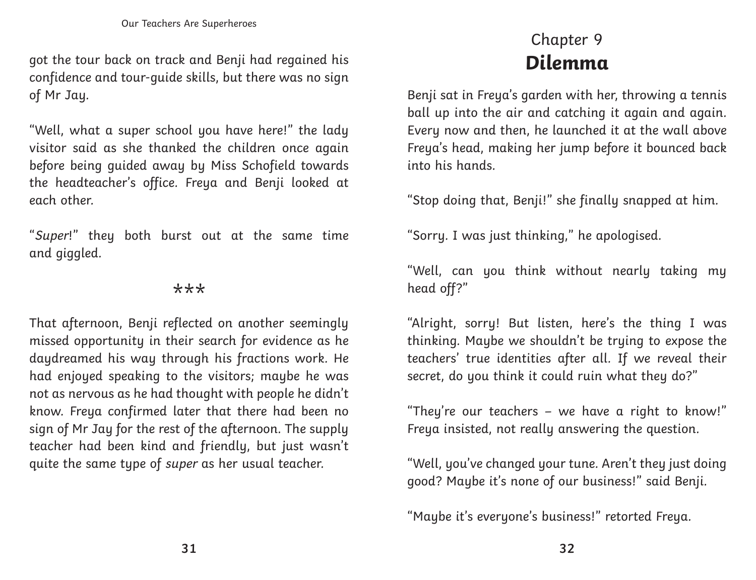got the tour back on track and Benji had regained his confidence and tour-guide skills, but there was no sign of Mr Jay.

"Well, what a super school you have here!" the lady visitor said as she thanked the children once again before being guided away by Miss Schofield towards the headteacher's office. Freya and Benji looked at each other.

"*Super*!" they both burst out at the same time and giggled.

***

That afternoon, Benji reflected on another seemingly missed opportunity in their search for evidence as he daydreamed his way through his fractions work. He had enjoyed speaking to the visitors; maybe he was not as nervous as he had thought with people he didn't know. Freya confirmed later that there had been no sign of Mr Jay for the rest of the afternoon. The supply teacher had been kind and friendly, but just wasn't quite the same type of *super* as her usual teacher.

## Chapter 9
## **Dilemma**

Benji sat in Freya's garden with her, throwing a tennis ball up into the air and catching it again and again. Every now and then, he launched it at the wall above Freya's head, making her jump before it bounced back into his hands.

"Stop doing that, Benji!" she finally snapped at him.

"Sorry. I was just thinking," he apologised.

"Well, can you think without nearly taking my head off?"

"Alright, sorry! But listen, here's the thing I was thinking. Maybe we shouldn't be trying to expose the teachers' true identities after all. If we reveal their secret, do you think it could ruin what they do?"

"They're our teachers – we have a right to know!" Freya insisted, not really answering the question.

"Well, you've changed your tune. Aren't they just doing good? Maybe it's none of our business!" said Benji.

"Maybe it's everyone's business!" retorted Freya.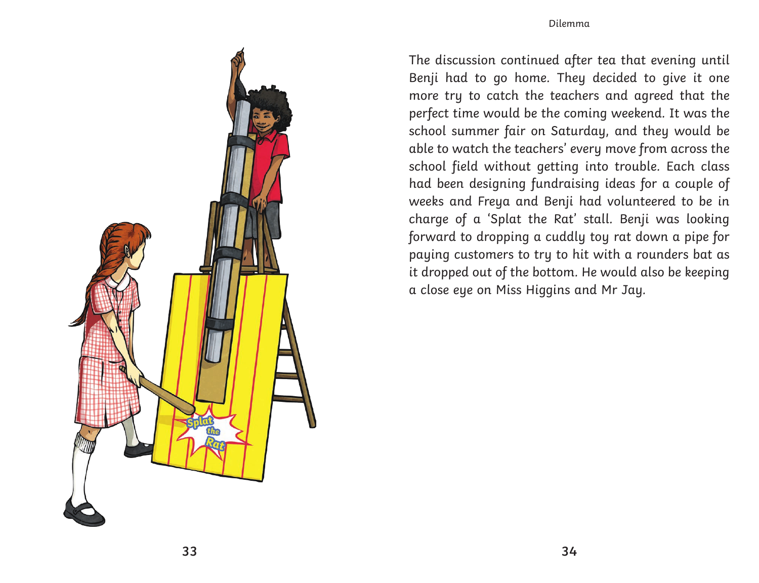The discussion continued after tea that evening until Benji had to go home. They decided to give it one more try to catch the teachers and agreed that the perfect time would be the coming weekend. It was the school summer fair on Saturday, and they would be able to watch the teachers' every move from across the school field without getting into trouble. Each class had been designing fundraising ideas for a couple of weeks and Freya and Benji had volunteered to be in charge of a 'Splat the Rat' stall. Benji was looking forward to dropping a cuddly toy rat down a pipe for paying customers to try to hit with a rounders bat as it dropped out of the bottom. He would also be keeping a close eye on Miss Higgins and Mr Jay.